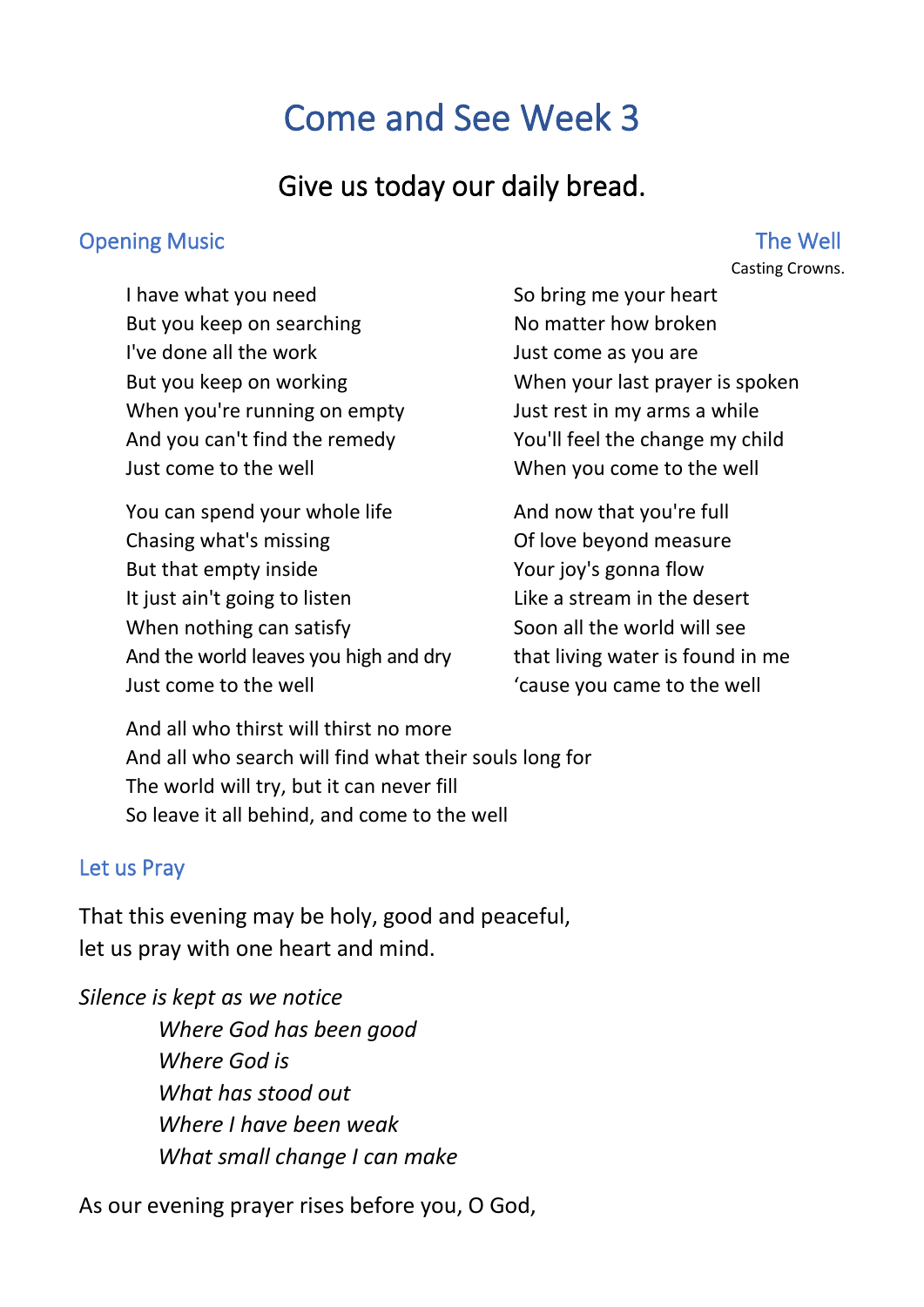# Come and See Week 3

## Give us today our daily bread.

### Opening Music

### The Well

Casting Crowns.

I have what you need
But you keep on searching
I've done all the work
But you keep on working
When you're running on empty
And you can't find the remedy
Just come to the well

You can spend your whole life
Chasing what's missing
But that empty inside
It just ain't going to listen
When nothing can satisfy
And the world leaves you high and dry
Just come to the well

So bring me your heart
No matter how broken
Just come as you are
When your last prayer is spoken
Just rest in my arms a while
You'll feel the change my child
When you come to the well

And now that you're full
Of love beyond measure
Your joy's gonna flow
Like a stream in the desert
Soon all the world will see
that living water is found in me
'cause you came to the well

And all who thirst will thirst no more
And all who search will find what their souls long for
The world will try, but it can never fill
So leave it all behind, and come to the well

### Let us Pray

That this evening may be holy, good and peaceful,
let us pray with one heart and mind.

*Silence is kept as we notice*

> *Where God has been good*
> *Where God is*
> *What has stood out*
> *Where I have been weak*
> *What small change I can make*

As our evening prayer rises before you, O God,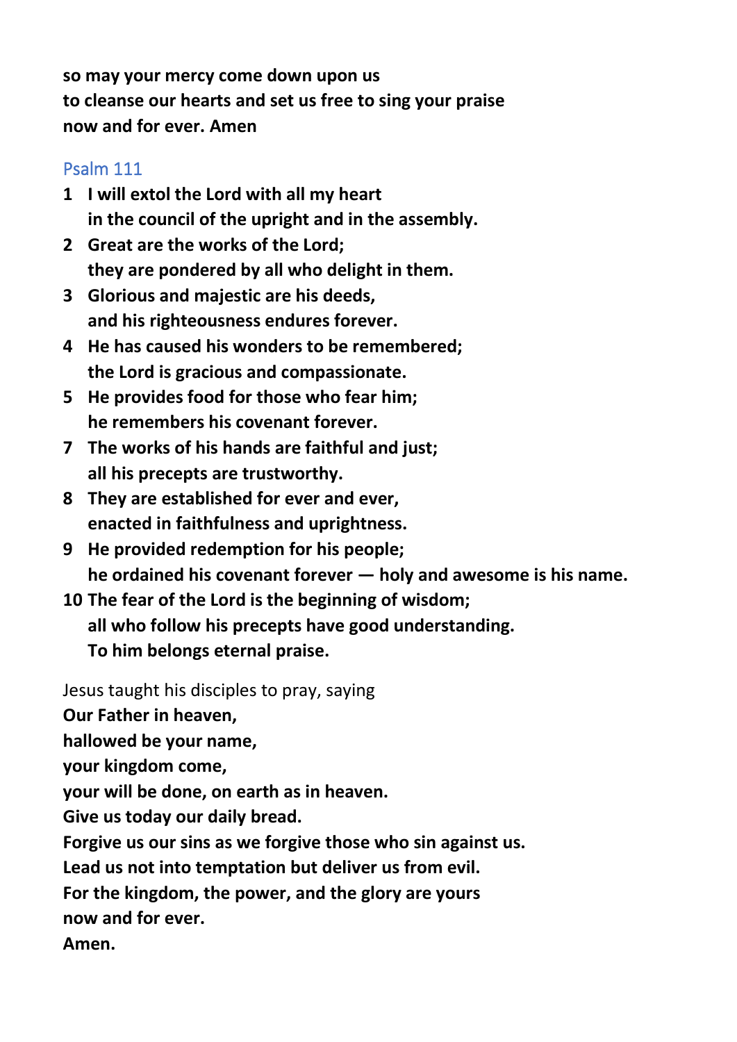**so may your mercy come down upon us**
**to cleanse our hearts and set us free to sing your praise**
**now and for ever. Amen**

## Psalm 111

**1 I will extol the Lord with all my heart**
**in the council of the upright and in the assembly.**
**2 Great are the works of the Lord;**
**they are pondered by all who delight in them.**
**3 Glorious and majestic are his deeds,**
**and his righteousness endures forever.**
**4 He has caused his wonders to be remembered;**
**the Lord is gracious and compassionate.**
**5 He provides food for those who fear him;**
**he remembers his covenant forever.**
**7 The works of his hands are faithful and just;**
**all his precepts are trustworthy.**
**8 They are established for ever and ever,**
**enacted in faithfulness and uprightness.**
**9 He provided redemption for his people;**
**he ordained his covenant forever — holy and awesome is his name.**
**10 The fear of the Lord is the beginning of wisdom;**
**all who follow his precepts have good understanding.**
**To him belongs eternal praise.**

Jesus taught his disciples to pray, saying
**Our Father in heaven,**
**hallowed be your name,**
**your kingdom come,**
**your will be done, on earth as in heaven.**
**Give us today our daily bread.**
**Forgive us our sins as we forgive those who sin against us.**
**Lead us not into temptation but deliver us from evil.**
**For the kingdom, the power, and the glory are yours**
**now and for ever.**
**Amen.**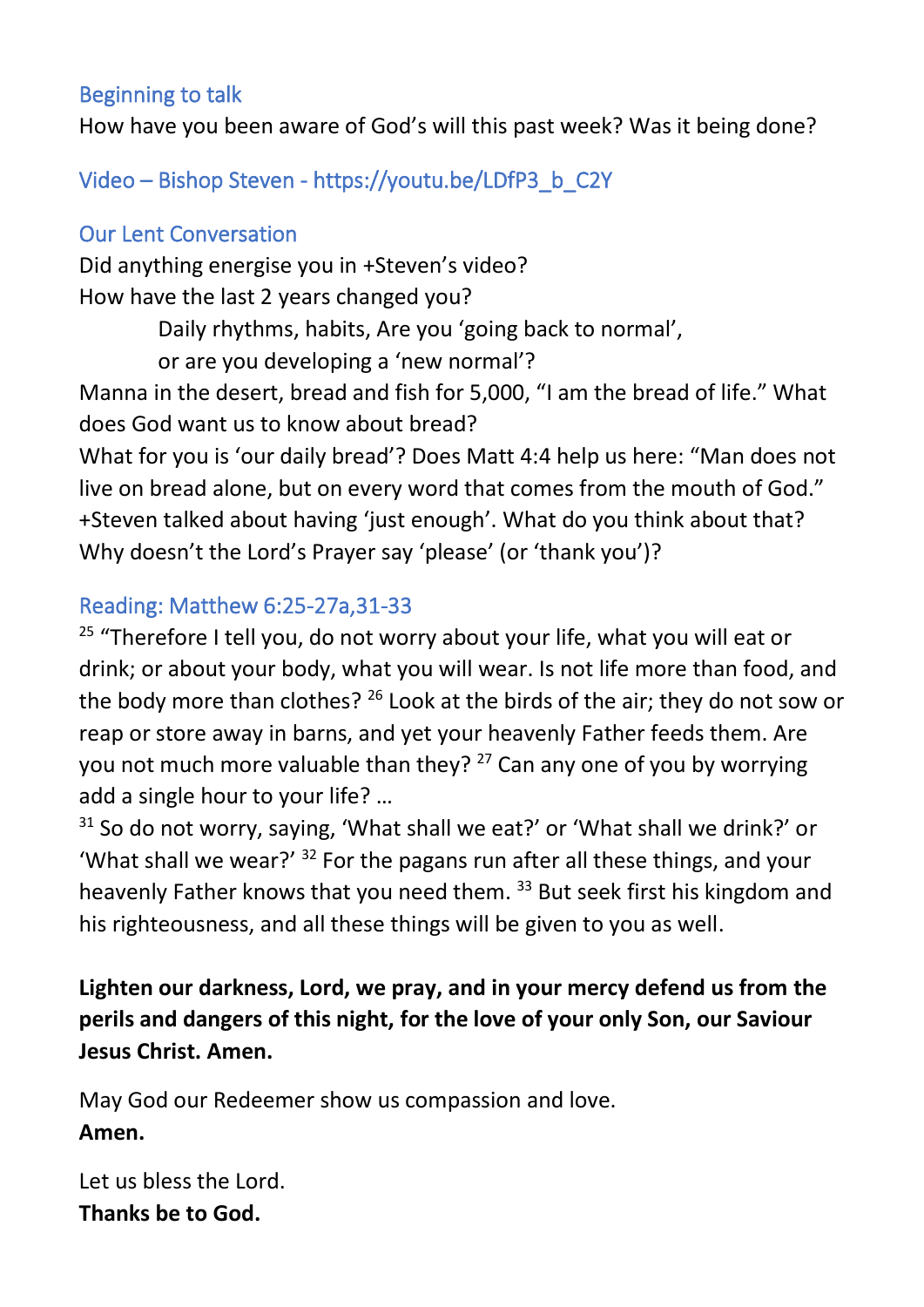## Beginning to talk

How have you been aware of God's will this past week? Was it being done?

## Video – Bishop Steven - https://youtu.be/LDfP3_b_C2Y

## Our Lent Conversation

Did anything energise you in +Steven's video?
How have the last 2 years changed you?

Daily rhythms, habits, Are you 'going back to normal',
or are you developing a 'new normal'?

Manna in the desert, bread and fish for 5,000, "I am the bread of life." What does God want us to know about bread?
What for you is 'our daily bread'? Does Matt 4:4 help us here: "Man does not live on bread alone, but on every word that comes from the mouth of God."
+Steven talked about having 'just enough'. What do you think about that?
Why doesn't the Lord's Prayer say 'please' (or 'thank you')?

## Reading: Matthew 6:25-27a,31-33

[25] "Therefore I tell you, do not worry about your life, what you will eat or drink; or about your body, what you will wear. Is not life more than food, and the body more than clothes? [26] Look at the birds of the air; they do not sow or reap or store away in barns, and yet your heavenly Father feeds them. Are you not much more valuable than they? [27] Can any one of you by worrying add a single hour to your life? …
[31] So do not worry, saying, 'What shall we eat?' or 'What shall we drink?' or 'What shall we wear?' [32] For the pagans run after all these things, and your heavenly Father knows that you need them. [33] But seek first his kingdom and his righteousness, and all these things will be given to you as well.

**Lighten our darkness, Lord, we pray, and in your mercy defend us from the perils and dangers of this night, for the love of your only Son, our Saviour Jesus Christ. Amen.**

May God our Redeemer show us compassion and love.
**Amen.**

Let us bless the Lord.
**Thanks be to God.**